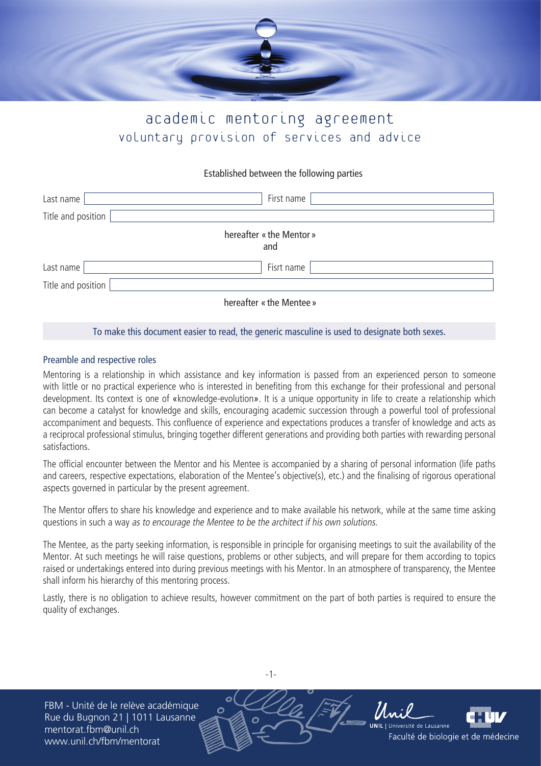# academic mentoring agreement

## voluntary provision of services and advice

Established between the following parties

| Last name | | First name | |
|---|---|---|---|
| Title and position | | | |

hereafter « the Mentor »

and

| Last name | | Fisrt name | |
|---|---|---|---|
| Title and position | | | |

hereafter « the Mentee »

To make this document easier to read, the generic masculine is used to designate both sexes.

### Preamble and respective roles

Mentoring is a relationship in which assistance and key information is passed from an experienced person to someone with little or no practical experience who is interested in benefiting from this exchange for their professional and personal development. Its context is one of «knowledge-evolution». It is a unique opportunity in life to create a relationship which can become a catalyst for knowledge and skills, encouraging academic succession through a powerful tool of professional accompaniment and bequests. This confluence of experience and expectations produces a transfer of knowledge and acts as a reciprocal professional stimulus, bringing together different generations and providing both parties with rewarding personal satisfactions.

The official encounter between the Mentor and his Mentee is accompanied by a sharing of personal information (life paths and careers, respective expectations, elaboration of the Mentee's objective(s), etc.) and the finalising of rigorous operational aspects governed in particular by the present agreement.

The Mentor offers to share his knowledge and experience and to make available his network, while at the same time asking questions in such a way *as to encourage the Mentee to be the architect if his own solutions.*

The Mentee, as the party seeking information, is responsible in principle for organising meetings to suit the availability of the Mentor. At such meetings he will raise questions, problems or other subjects, and will prepare for them according to topics raised or undertakings entered into during previous meetings with his Mentor. In an atmosphere of transparency, the Mentee shall inform his hierarchy of this mentoring process.

Lastly, there is no obligation to achieve results, however commitment on the part of both parties is required to ensure the quality of exchanges.

FBM - Unité de le relève académique
Rue du Bugnon 21 | 1011 Lausanne
mentorat.fbm@unil.ch
www.unil.ch/fbm/mentorat

UNIL | Université de Lausanne
Faculté de biologie et de médecine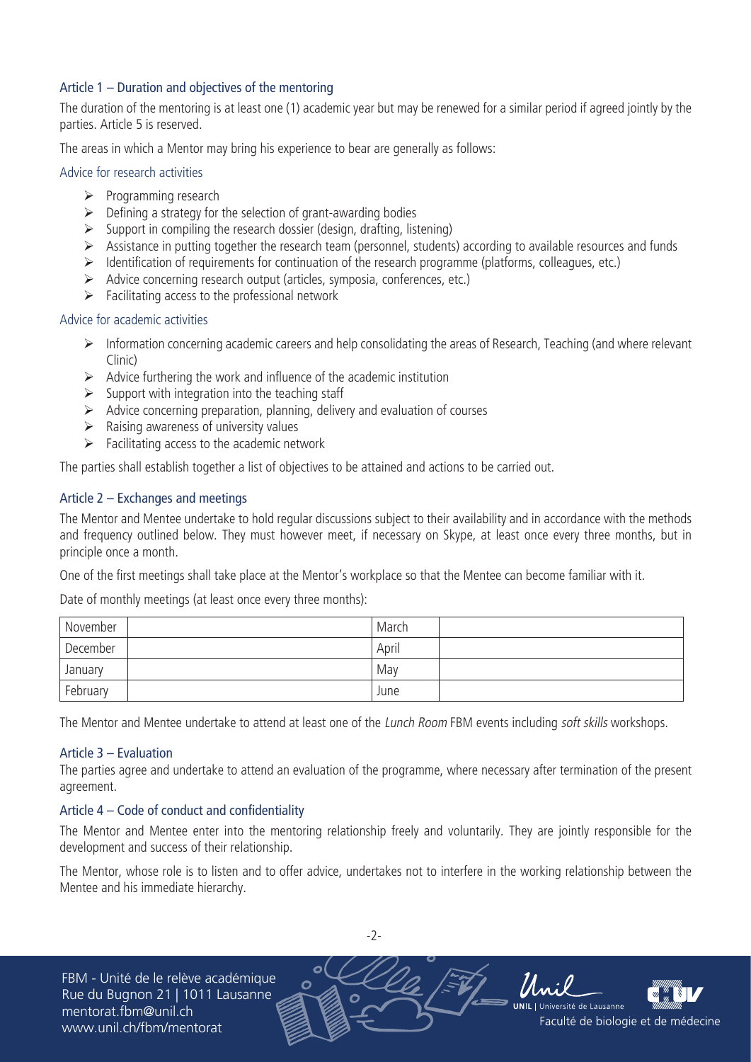## Article 1 – Duration and objectives of the mentoring

The duration of the mentoring is at least one (1) academic year but may be renewed for a similar period if agreed jointly by the parties. Article 5 is reserved.

The areas in which a Mentor may bring his experience to bear are generally as follows:

### Advice for research activities

- Programming research
- Defining a strategy for the selection of grant-awarding bodies
- Support in compiling the research dossier (design, drafting, listening)
- Assistance in putting together the research team (personnel, students) according to available resources and funds
- Identification of requirements for continuation of the research programme (platforms, colleagues, etc.)
- Advice concerning research output (articles, symposia, conferences, etc.)
- Facilitating access to the professional network

### Advice for academic activities

- Information concerning academic careers and help consolidating the areas of Research, Teaching (and where relevant Clinic)
- Advice furthering the work and influence of the academic institution
- Support with integration into the teaching staff
- Advice concerning preparation, planning, delivery and evaluation of courses
- Raising awareness of university values
- Facilitating access to the academic network

The parties shall establish together a list of objectives to be attained and actions to be carried out.

## Article 2 – Exchanges and meetings

The Mentor and Mentee undertake to hold regular discussions subject to their availability and in accordance with the methods and frequency outlined below. They must however meet, if necessary on Skype, at least once every three months, but in principle once a month.

One of the first meetings shall take place at the Mentor's workplace so that the Mentee can become familiar with it.

Date of monthly meetings (at least once every three months):

| November | | March | |
|---|---|---|---|
| December | | April | |
| January | | May | |
| February | | June | |

The Mentor and Mentee undertake to attend at least one of the *Lunch Room* FBM events including *soft skills* workshops.

## Article 3 – Evaluation

The parties agree and undertake to attend an evaluation of the programme, where necessary after termination of the present agreement.

## Article 4 – Code of conduct and confidentiality

The Mentor and Mentee enter into the mentoring relationship freely and voluntarily. They are jointly responsible for the development and success of their relationship.

The Mentor, whose role is to listen and to offer advice, undertakes not to interfere in the working relationship between the Mentee and his immediate hierarchy.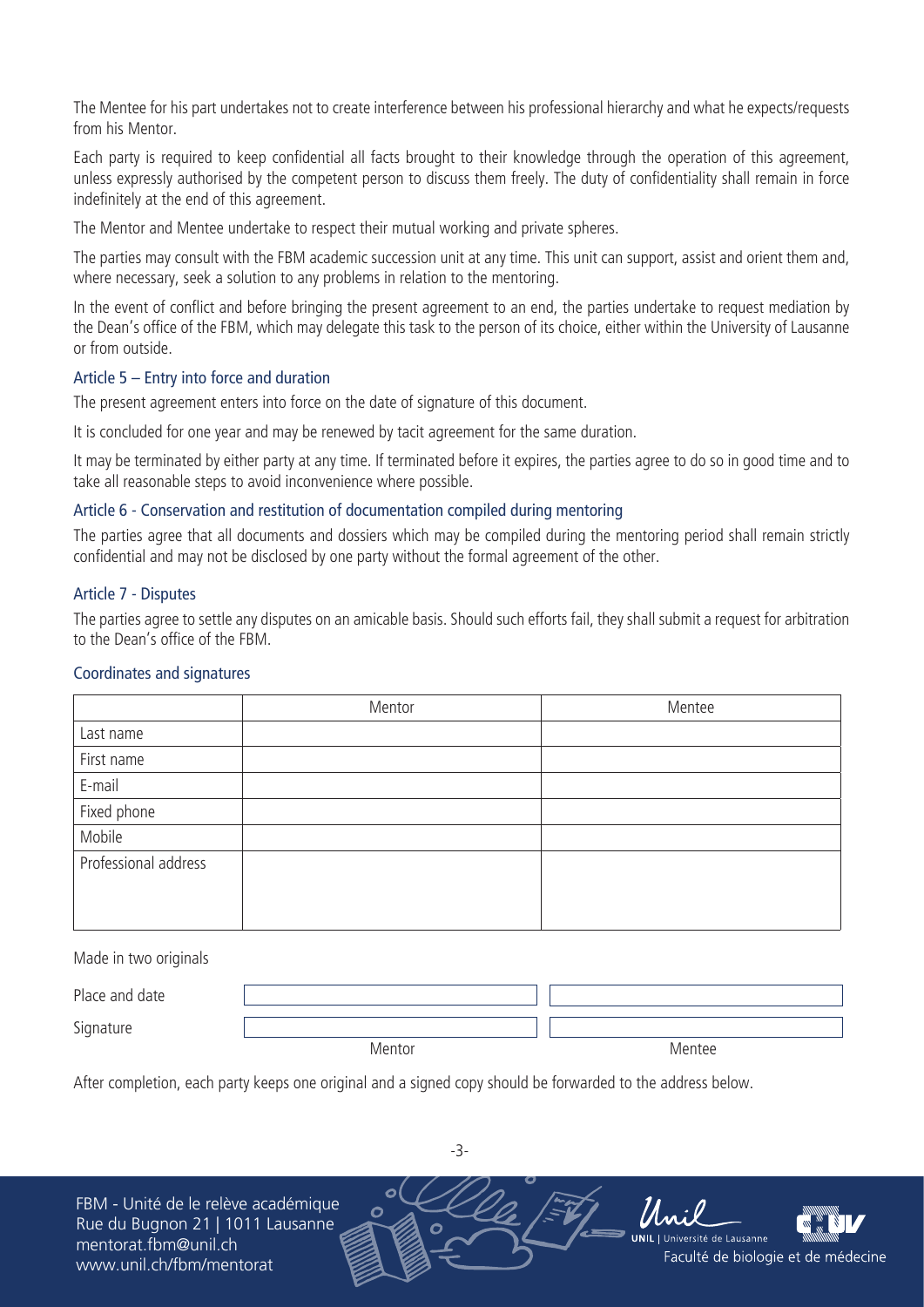The Mentee for his part undertakes not to create interference between his professional hierarchy and what he expects/requests from his Mentor.

Each party is required to keep confidential all facts brought to their knowledge through the operation of this agreement, unless expressly authorised by the competent person to discuss them freely. The duty of confidentiality shall remain in force indefinitely at the end of this agreement.

The Mentor and Mentee undertake to respect their mutual working and private spheres.

The parties may consult with the FBM academic succession unit at any time. This unit can support, assist and orient them and, where necessary, seek a solution to any problems in relation to the mentoring.

In the event of conflict and before bringing the present agreement to an end, the parties undertake to request mediation by the Dean's office of the FBM, which may delegate this task to the person of its choice, either within the University of Lausanne or from outside.

### Article 5 – Entry into force and duration

The present agreement enters into force on the date of signature of this document.

It is concluded for one year and may be renewed by tacit agreement for the same duration.

It may be terminated by either party at any time. If terminated before it expires, the parties agree to do so in good time and to take all reasonable steps to avoid inconvenience where possible.

### Article 6 - Conservation and restitution of documentation compiled during mentoring

The parties agree that all documents and dossiers which may be compiled during the mentoring period shall remain strictly confidential and may not be disclosed by one party without the formal agreement of the other.

### Article 7 - Disputes

The parties agree to settle any disputes on an amicable basis. Should such efforts fail, they shall submit a request for arbitration to the Dean's office of the FBM.

### Coordinates and signatures

| | Mentor | Mentee |
|---|---|---|
| Last name | | |
| First name | | |
| E-mail | | |
| Fixed phone | | |
| Mobile | | |
| Professional address | | |

Made in two originals

| | Mentor | Mentee |
|---|---|---|
| Place and date | | |
| Signature | | |

After completion, each party keeps one original and a signed copy should be forwarded to the address below.

FBM - Unité de le relève académique
Rue du Bugnon 21 | 1011 Lausanne
mentorat.fbm@unil.ch
www.unil.ch/fbm/mentorat

UNIL | Université de Lausanne
Faculté de biologie et de médecine